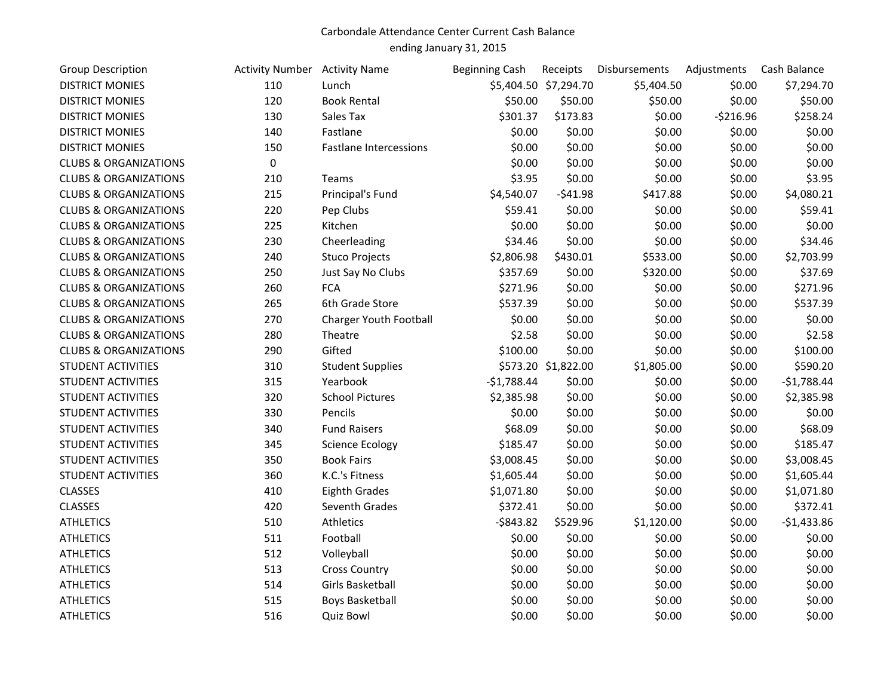Carbondale Attendance Center Current Cash Balance
ending January 31, 2015

| Group Description | Activity Number | Activity Name | Beginning Cash | Receipts | Disbursements | Adjustments | Cash Balance |
|---|---|---|---|---|---|---|---|
| DISTRICT MONIES | 110 | Lunch | $5,404.50 | $7,294.70 | $5,404.50 | $0.00 | $7,294.70 |
| DISTRICT MONIES | 120 | Book Rental | $50.00 | $50.00 | $50.00 | $0.00 | $50.00 |
| DISTRICT MONIES | 130 | Sales Tax | $301.37 | $173.83 | $0.00 | -$216.96 | $258.24 |
| DISTRICT MONIES | 140 | Fastlane | $0.00 | $0.00 | $0.00 | $0.00 | $0.00 |
| DISTRICT MONIES | 150 | Fastlane Intercessions | $0.00 | $0.00 | $0.00 | $0.00 | $0.00 |
| CLUBS & ORGANIZATIONS | 0 | | $0.00 | $0.00 | $0.00 | $0.00 | $0.00 |
| CLUBS & ORGANIZATIONS | 210 | Teams | $3.95 | $0.00 | $0.00 | $0.00 | $3.95 |
| CLUBS & ORGANIZATIONS | 215 | Principal's Fund | $4,540.07 | -$41.98 | $417.88 | $0.00 | $4,080.21 |
| CLUBS & ORGANIZATIONS | 220 | Pep Clubs | $59.41 | $0.00 | $0.00 | $0.00 | $59.41 |
| CLUBS & ORGANIZATIONS | 225 | Kitchen | $0.00 | $0.00 | $0.00 | $0.00 | $0.00 |
| CLUBS & ORGANIZATIONS | 230 | Cheerleading | $34.46 | $0.00 | $0.00 | $0.00 | $34.46 |
| CLUBS & ORGANIZATIONS | 240 | Stuco Projects | $2,806.98 | $430.01 | $533.00 | $0.00 | $2,703.99 |
| CLUBS & ORGANIZATIONS | 250 | Just Say No Clubs | $357.69 | $0.00 | $320.00 | $0.00 | $37.69 |
| CLUBS & ORGANIZATIONS | 260 | FCA | $271.96 | $0.00 | $0.00 | $0.00 | $271.96 |
| CLUBS & ORGANIZATIONS | 265 | 6th Grade Store | $537.39 | $0.00 | $0.00 | $0.00 | $537.39 |
| CLUBS & ORGANIZATIONS | 270 | Charger Youth Football | $0.00 | $0.00 | $0.00 | $0.00 | $0.00 |
| CLUBS & ORGANIZATIONS | 280 | Theatre | $2.58 | $0.00 | $0.00 | $0.00 | $2.58 |
| CLUBS & ORGANIZATIONS | 290 | Gifted | $100.00 | $0.00 | $0.00 | $0.00 | $100.00 |
| STUDENT ACTIVITIES | 310 | Student Supplies | $573.20 | $1,822.00 | $1,805.00 | $0.00 | $590.20 |
| STUDENT ACTIVITIES | 315 | Yearbook | -$1,788.44 | $0.00 | $0.00 | $0.00 | -$1,788.44 |
| STUDENT ACTIVITIES | 320 | School Pictures | $2,385.98 | $0.00 | $0.00 | $0.00 | $2,385.98 |
| STUDENT ACTIVITIES | 330 | Pencils | $0.00 | $0.00 | $0.00 | $0.00 | $0.00 |
| STUDENT ACTIVITIES | 340 | Fund Raisers | $68.09 | $0.00 | $0.00 | $0.00 | $68.09 |
| STUDENT ACTIVITIES | 345 | Science Ecology | $185.47 | $0.00 | $0.00 | $0.00 | $185.47 |
| STUDENT ACTIVITIES | 350 | Book Fairs | $3,008.45 | $0.00 | $0.00 | $0.00 | $3,008.45 |
| STUDENT ACTIVITIES | 360 | K.C.'s Fitness | $1,605.44 | $0.00 | $0.00 | $0.00 | $1,605.44 |
| CLASSES | 410 | Eighth Grades | $1,071.80 | $0.00 | $0.00 | $0.00 | $1,071.80 |
| CLASSES | 420 | Seventh Grades | $372.41 | $0.00 | $0.00 | $0.00 | $372.41 |
| ATHLETICS | 510 | Athletics | -$843.82 | $529.96 | $1,120.00 | $0.00 | -$1,433.86 |
| ATHLETICS | 511 | Football | $0.00 | $0.00 | $0.00 | $0.00 | $0.00 |
| ATHLETICS | 512 | Volleyball | $0.00 | $0.00 | $0.00 | $0.00 | $0.00 |
| ATHLETICS | 513 | Cross Country | $0.00 | $0.00 | $0.00 | $0.00 | $0.00 |
| ATHLETICS | 514 | Girls Basketball | $0.00 | $0.00 | $0.00 | $0.00 | $0.00 |
| ATHLETICS | 515 | Boys Basketball | $0.00 | $0.00 | $0.00 | $0.00 | $0.00 |
| ATHLETICS | 516 | Quiz Bowl | $0.00 | $0.00 | $0.00 | $0.00 | $0.00 |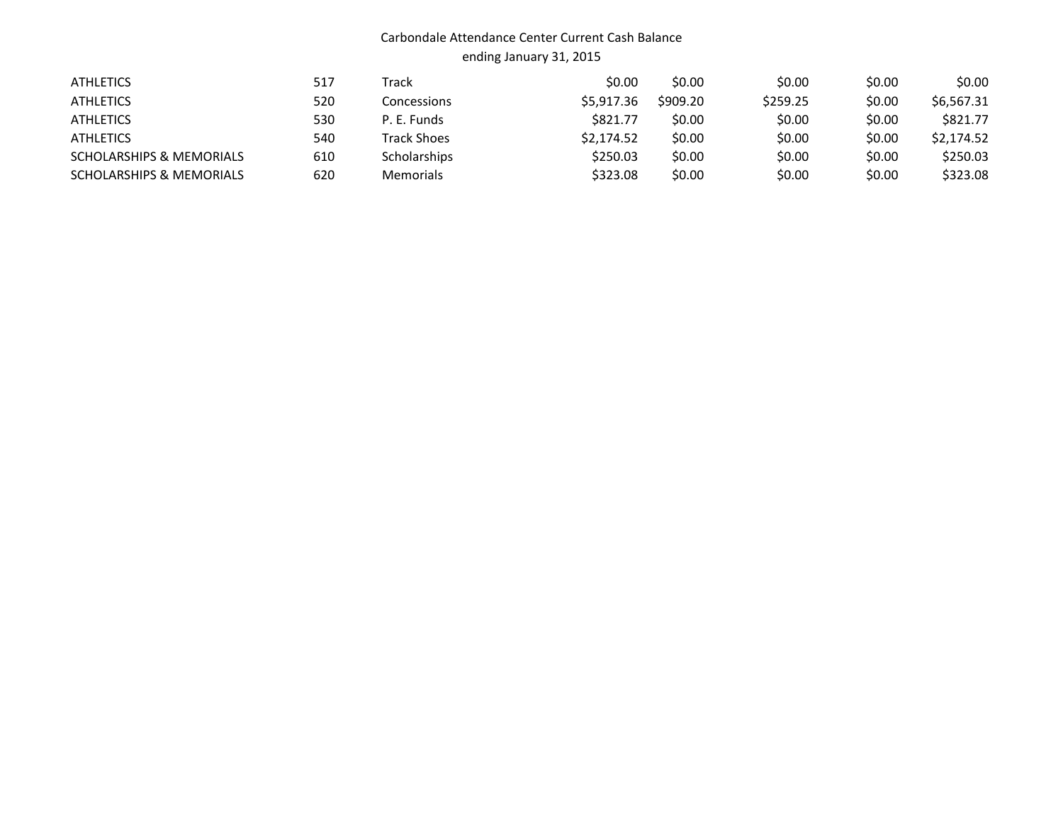Carbondale Attendance Center Current Cash Balance
ending January 31, 2015

| | | | | | | | |
|---|---|---|---|---|---|---|---|
| ATHLETICS | 517 | Track | $0.00 | $0.00 | $0.00 | $0.00 | $0.00 |
| ATHLETICS | 520 | Concessions | $5,917.36 | $909.20 | $259.25 | $0.00 | $6,567.31 |
| ATHLETICS | 530 | P. E. Funds | $821.77 | $0.00 | $0.00 | $0.00 | $821.77 |
| ATHLETICS | 540 | Track Shoes | $2,174.52 | $0.00 | $0.00 | $0.00 | $2,174.52 |
| SCHOLARSHIPS & MEMORIALS | 610 | Scholarships | $250.03 | $0.00 | $0.00 | $0.00 | $250.03 |
| SCHOLARSHIPS & MEMORIALS | 620 | Memorials | $323.08 | $0.00 | $0.00 | $0.00 | $323.08 |